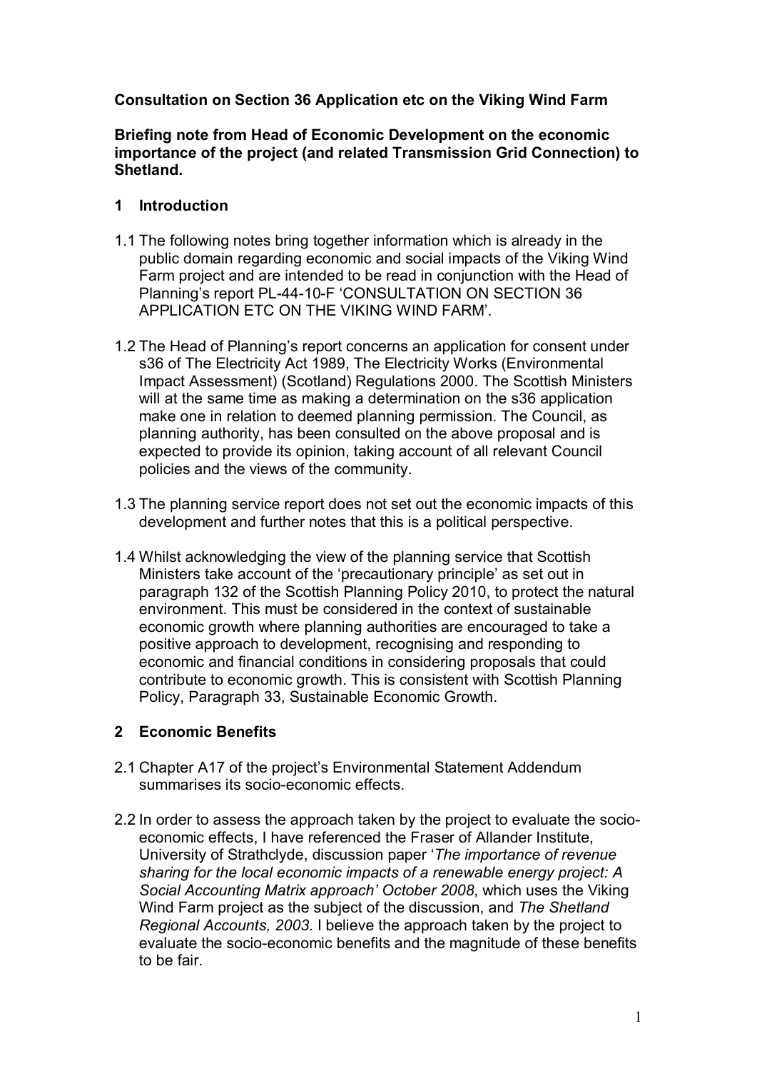**Consultation on Section 36 Application etc on the Viking Wind Farm**

**Briefing note from Head of Economic Development on the economic importance of the project (and related Transmission Grid Connection) to Shetland.**

## 1 Introduction

1.1 The following notes bring together information which is already in the public domain regarding economic and social impacts of the Viking Wind Farm project and are intended to be read in conjunction with the Head of Planning's report PL-44-10-F 'CONSULTATION ON SECTION 36 APPLICATION ETC ON THE VIKING WIND FARM'.

1.2 The Head of Planning's report concerns an application for consent under s36 of The Electricity Act 1989, The Electricity Works (Environmental Impact Assessment) (Scotland) Regulations 2000. The Scottish Ministers will at the same time as making a determination on the s36 application make one in relation to deemed planning permission. The Council, as planning authority, has been consulted on the above proposal and is expected to provide its opinion, taking account of all relevant Council policies and the views of the community.

1.3 The planning service report does not set out the economic impacts of this development and further notes that this is a political perspective.

1.4 Whilst acknowledging the view of the planning service that Scottish Ministers take account of the 'precautionary principle' as set out in paragraph 132 of the Scottish Planning Policy 2010, to protect the natural environment. This must be considered in the context of sustainable economic growth where planning authorities are encouraged to take a positive approach to development, recognising and responding to economic and financial conditions in considering proposals that could contribute to economic growth. This is consistent with Scottish Planning Policy, Paragraph 33, Sustainable Economic Growth.

## 2 Economic Benefits

2.1 Chapter A17 of the project's Environmental Statement Addendum summarises its socio-economic effects.

2.2 In order to assess the approach taken by the project to evaluate the socio-economic effects, I have referenced the Fraser of Allander Institute, University of Strathclyde, discussion paper '*The importance of revenue sharing for the local economic impacts of a renewable energy project: A Social Accounting Matrix approach' October 2008*, which uses the Viking Wind Farm project as the subject of the discussion, and *The Shetland Regional Accounts, 2003*. I believe the approach taken by the project to evaluate the socio-economic benefits and the magnitude of these benefits to be fair.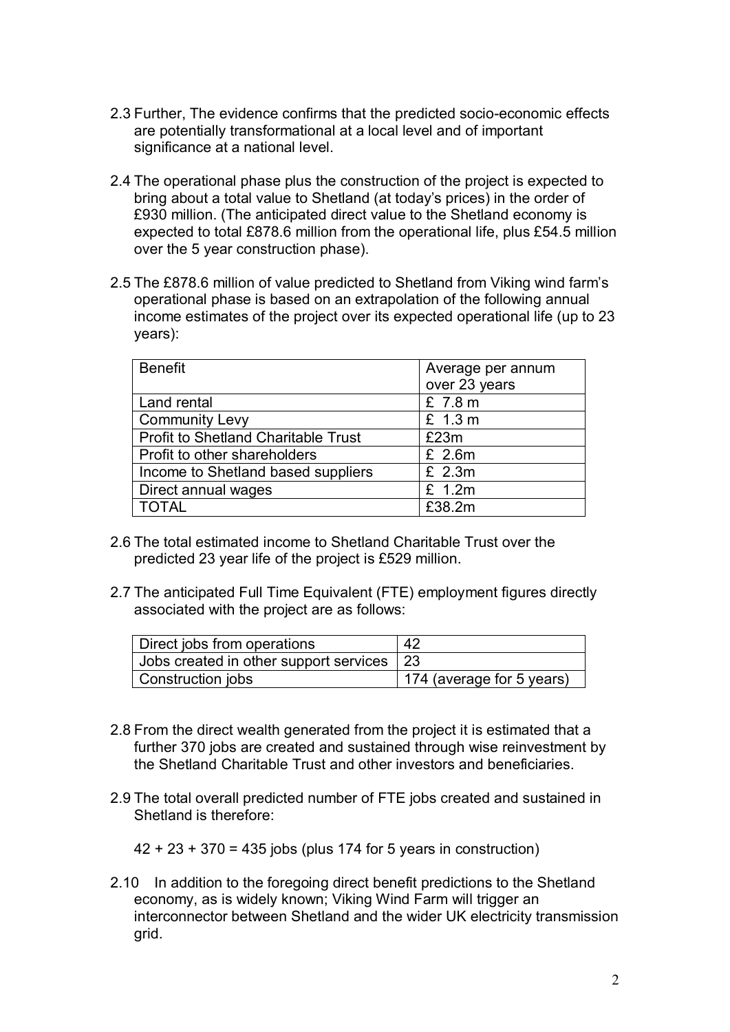2.3 Further, The evidence confirms that the predicted socio-economic effects are potentially transformational at a local level and of important significance at a national level.

2.4 The operational phase plus the construction of the project is expected to bring about a total value to Shetland (at today's prices) in the order of £930 million. (The anticipated direct value to the Shetland economy is expected to total £878.6 million from the operational life, plus £54.5 million over the 5 year construction phase).

2.5 The £878.6 million of value predicted to Shetland from Viking wind farm's operational phase is based on an extrapolation of the following annual income estimates of the project over its expected operational life (up to 23 years):

| Benefit | Average per annum over 23 years |
|---|---|
| Land rental | £ 7.8 m |
| Community Levy | £ 1.3 m |
| Profit to Shetland Charitable Trust | £23m |
| Profit to other shareholders | £ 2.6m |
| Income to Shetland based suppliers | £ 2.3m |
| Direct annual wages | £ 1.2m |
| TOTAL | £38.2m |

2.6 The total estimated income to Shetland Charitable Trust over the predicted 23 year life of the project is £529 million.

2.7 The anticipated Full Time Equivalent (FTE) employment figures directly associated with the project are as follows:

| | |
|---|---|
| Direct jobs from operations | 42 |
| Jobs created in other support services | 23 |
| Construction jobs | 174 (average for 5 years) |

2.8 From the direct wealth generated from the project it is estimated that a further 370 jobs are created and sustained through wise reinvestment by the Shetland Charitable Trust and other investors and beneficiaries.

2.9 The total overall predicted number of FTE jobs created and sustained in Shetland is therefore:

42 + 23 + 370 = 435 jobs (plus 174 for 5 years in construction)

2.10 In addition to the foregoing direct benefit predictions to the Shetland economy, as is widely known; Viking Wind Farm will trigger an interconnector between Shetland and the wider UK electricity transmission grid.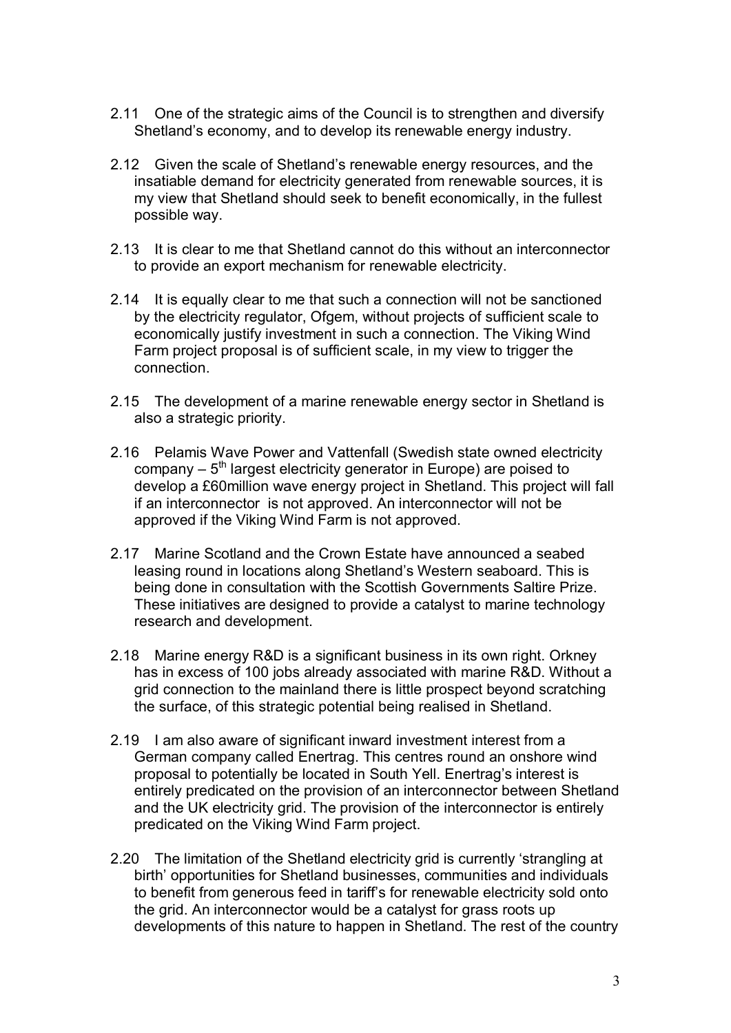2.11 One of the strategic aims of the Council is to strengthen and diversify Shetland's economy, and to develop its renewable energy industry.

2.12 Given the scale of Shetland's renewable energy resources, and the insatiable demand for electricity generated from renewable sources, it is my view that Shetland should seek to benefit economically, in the fullest possible way.

2.13 It is clear to me that Shetland cannot do this without an interconnector to provide an export mechanism for renewable electricity.

2.14 It is equally clear to me that such a connection will not be sanctioned by the electricity regulator, Ofgem, without projects of sufficient scale to economically justify investment in such a connection. The Viking Wind Farm project proposal is of sufficient scale, in my view to trigger the connection.

2.15 The development of a marine renewable energy sector in Shetland is also a strategic priority.

2.16 Pelamis Wave Power and Vattenfall (Swedish state owned electricity company – 5th largest electricity generator in Europe) are poised to develop a £60million wave energy project in Shetland. This project will fall if an interconnector is not approved. An interconnector will not be approved if the Viking Wind Farm is not approved.

2.17 Marine Scotland and the Crown Estate have announced a seabed leasing round in locations along Shetland's Western seaboard. This is being done in consultation with the Scottish Governments Saltire Prize. These initiatives are designed to provide a catalyst to marine technology research and development.

2.18 Marine energy R&D is a significant business in its own right. Orkney has in excess of 100 jobs already associated with marine R&D. Without a grid connection to the mainland there is little prospect beyond scratching the surface, of this strategic potential being realised in Shetland.

2.19 I am also aware of significant inward investment interest from a German company called Enertrag. This centres round an onshore wind proposal to potentially be located in South Yell. Enertrag's interest is entirely predicated on the provision of an interconnector between Shetland and the UK electricity grid. The provision of the interconnector is entirely predicated on the Viking Wind Farm project.

2.20 The limitation of the Shetland electricity grid is currently 'strangling at birth' opportunities for Shetland businesses, communities and individuals to benefit from generous feed in tariff's for renewable electricity sold onto the grid. An interconnector would be a catalyst for grass roots up developments of this nature to happen in Shetland. The rest of the country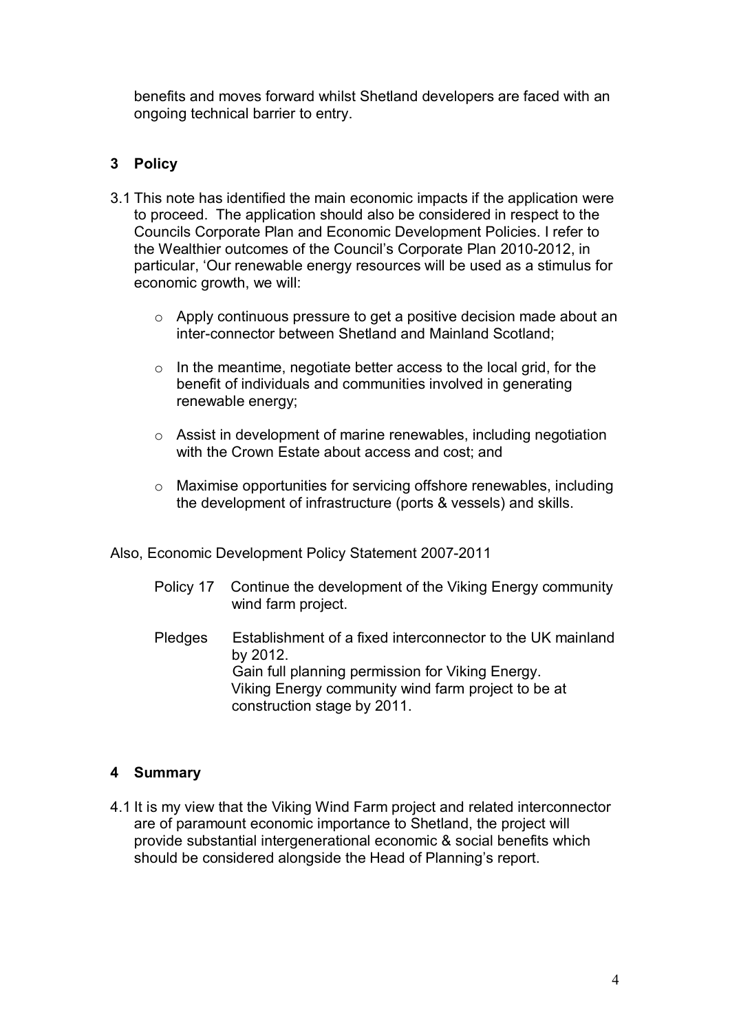benefits and moves forward whilst Shetland developers are faced with an ongoing technical barrier to entry.

## 3 Policy

3.1 This note has identified the main economic impacts if the application were to proceed. The application should also be considered in respect to the Councils Corporate Plan and Economic Development Policies. I refer to the Wealthier outcomes of the Council's Corporate Plan 2010-2012, in particular, 'Our renewable energy resources will be used as a stimulus for economic growth, we will:

- Apply continuous pressure to get a positive decision made about an inter-connector between Shetland and Mainland Scotland;
- In the meantime, negotiate better access to the local grid, for the benefit of individuals and communities involved in generating renewable energy;
- Assist in development of marine renewables, including negotiation with the Crown Estate about access and cost; and
- Maximise opportunities for servicing offshore renewables, including the development of infrastructure (ports & vessels) and skills.

Also, Economic Development Policy Statement 2007-2011

Policy 17 Continue the development of the Viking Energy community wind farm project.

Pledges Establishment of a fixed interconnector to the UK mainland by 2012.
Gain full planning permission for Viking Energy.
Viking Energy community wind farm project to be at construction stage by 2011.

## 4 Summary

4.1 It is my view that the Viking Wind Farm project and related interconnector are of paramount economic importance to Shetland, the project will provide substantial intergenerational economic & social benefits which should be considered alongside the Head of Planning's report.